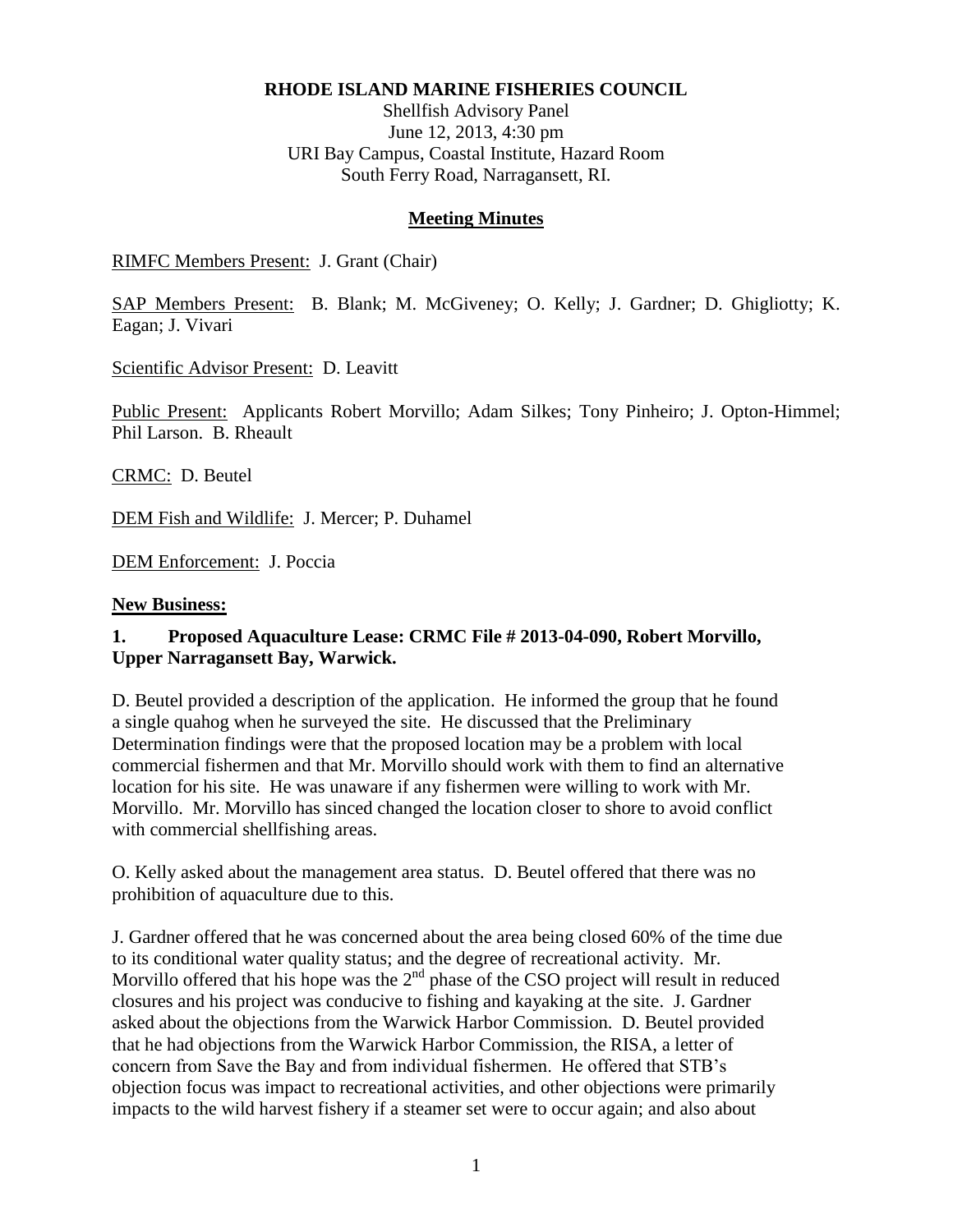**RHODE ISLAND MARINE FISHERIES COUNCIL**

Shellfish Advisory Panel
June 12, 2013, 4:30 pm
URI Bay Campus, Coastal Institute, Hazard Room
South Ferry Road, Narragansett, RI.

**Meeting Minutes**

RIMFC Members Present: J. Grant (Chair)

SAP Members Present: B. Blank; M. McGiveney; O. Kelly; J. Gardner; D. Ghigliotty; K. Eagan; J. Vivari

Scientific Advisor Present: D. Leavitt

Public Present: Applicants Robert Morvillo; Adam Silkes; Tony Pinheiro; J. Opton-Himmel; Phil Larson. B. Rheault

CRMC: D. Beutel

DEM Fish and Wildlife: J. Mercer; P. Duhamel

DEM Enforcement: J. Poccia

**New Business:**

**1. Proposed Aquaculture Lease: CRMC File # 2013-04-090, Robert Morvillo, Upper Narragansett Bay, Warwick.**

D. Beutel provided a description of the application. He informed the group that he found a single quahog when he surveyed the site. He discussed that the Preliminary Determination findings were that the proposed location may be a problem with local commercial fishermen and that Mr. Morvillo should work with them to find an alternative location for his site. He was unaware if any fishermen were willing to work with Mr. Morvillo. Mr. Morvillo has sinced changed the location closer to shore to avoid conflict with commercial shellfishing areas.

O. Kelly asked about the management area status. D. Beutel offered that there was no prohibition of aquaculture due to this.

J. Gardner offered that he was concerned about the area being closed 60% of the time due to its conditional water quality status; and the degree of recreational activity. Mr. Morvillo offered that his hope was the 2nd phase of the CSO project will result in reduced closures and his project was conducive to fishing and kayaking at the site. J. Gardner asked about the objections from the Warwick Harbor Commission. D. Beutel provided that he had objections from the Warwick Harbor Commission, the RISA, a letter of concern from Save the Bay and from individual fishermen. He offered that STB's objection focus was impact to recreational activities, and other objections were primarily impacts to the wild harvest fishery if a steamer set were to occur again; and also about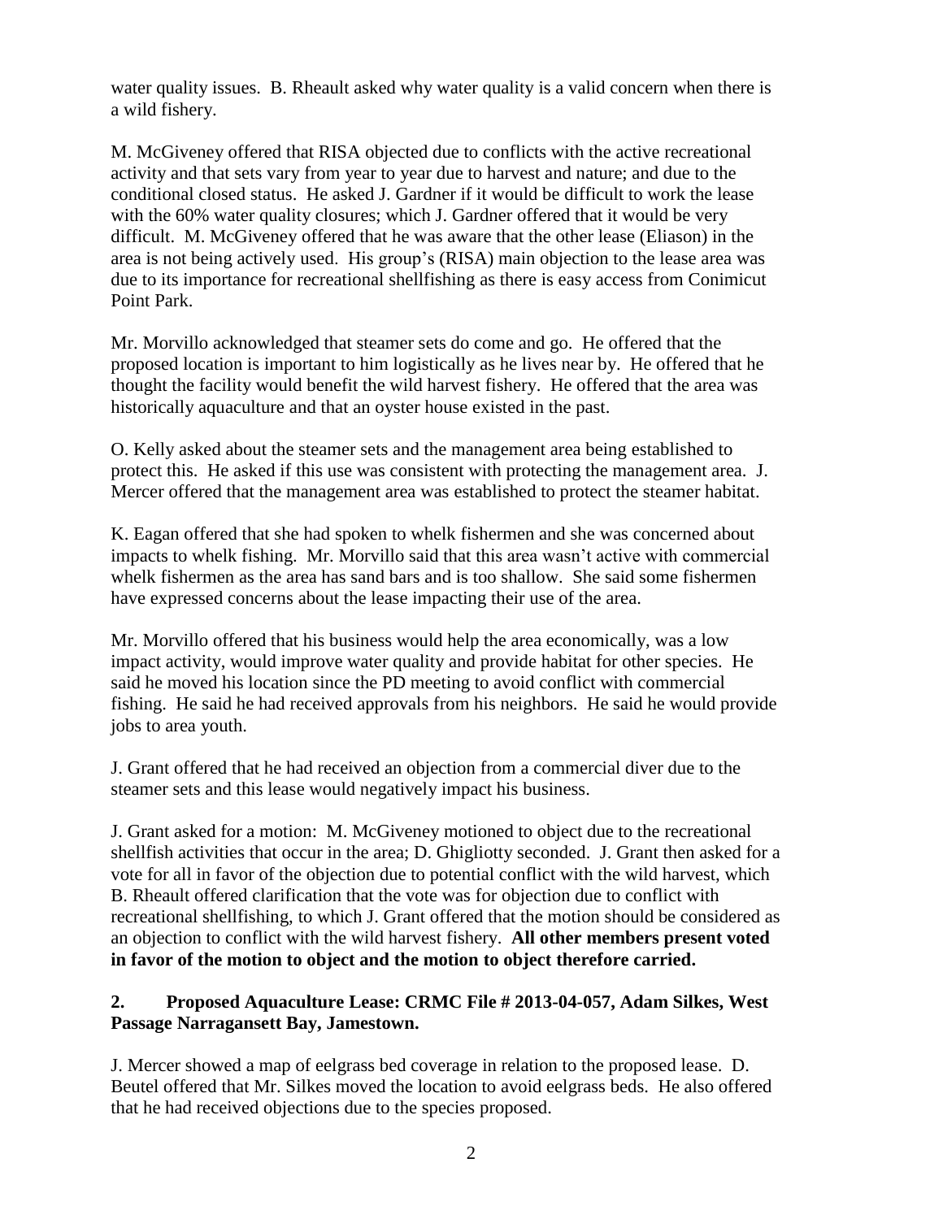water quality issues. B. Rheault asked why water quality is a valid concern when there is a wild fishery.

M. McGiveney offered that RISA objected due to conflicts with the active recreational activity and that sets vary from year to year due to harvest and nature; and due to the conditional closed status. He asked J. Gardner if it would be difficult to work the lease with the 60% water quality closures; which J. Gardner offered that it would be very difficult. M. McGiveney offered that he was aware that the other lease (Eliason) in the area is not being actively used. His group's (RISA) main objection to the lease area was due to its importance for recreational shellfishing as there is easy access from Conimicut Point Park.

Mr. Morvillo acknowledged that steamer sets do come and go. He offered that the proposed location is important to him logistically as he lives near by. He offered that he thought the facility would benefit the wild harvest fishery. He offered that the area was historically aquaculture and that an oyster house existed in the past.

O. Kelly asked about the steamer sets and the management area being established to protect this. He asked if this use was consistent with protecting the management area. J. Mercer offered that the management area was established to protect the steamer habitat.

K. Eagan offered that she had spoken to whelk fishermen and she was concerned about impacts to whelk fishing. Mr. Morvillo said that this area wasn't active with commercial whelk fishermen as the area has sand bars and is too shallow. She said some fishermen have expressed concerns about the lease impacting their use of the area.

Mr. Morvillo offered that his business would help the area economically, was a low impact activity, would improve water quality and provide habitat for other species. He said he moved his location since the PD meeting to avoid conflict with commercial fishing. He said he had received approvals from his neighbors. He said he would provide jobs to area youth.

J. Grant offered that he had received an objection from a commercial diver due to the steamer sets and this lease would negatively impact his business.

J. Grant asked for a motion: M. McGiveney motioned to object due to the recreational shellfish activities that occur in the area; D. Ghigliotty seconded. J. Grant then asked for a vote for all in favor of the objection due to potential conflict with the wild harvest, which B. Rheault offered clarification that the vote was for objection due to conflict with recreational shellfishing, to which J. Grant offered that the motion should be considered as an objection to conflict with the wild harvest fishery. **All other members present voted in favor of the motion to object and the motion to object therefore carried.**

**2. Proposed Aquaculture Lease: CRMC File # 2013-04-057, Adam Silkes, West Passage Narragansett Bay, Jamestown.**

J. Mercer showed a map of eelgrass bed coverage in relation to the proposed lease. D. Beutel offered that Mr. Silkes moved the location to avoid eelgrass beds. He also offered that he had received objections due to the species proposed.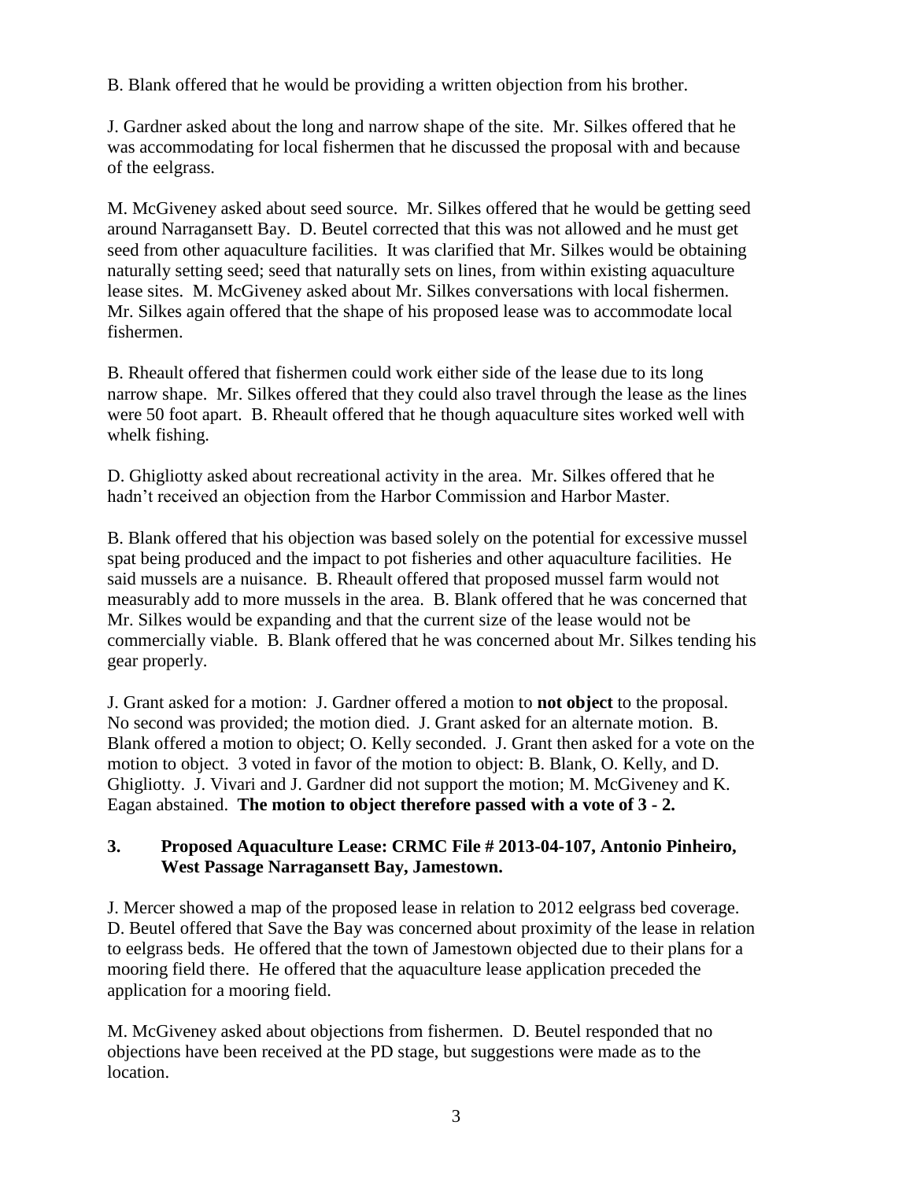B. Blank offered that he would be providing a written objection from his brother.

J. Gardner asked about the long and narrow shape of the site. Mr. Silkes offered that he was accommodating for local fishermen that he discussed the proposal with and because of the eelgrass.

M. McGiveney asked about seed source. Mr. Silkes offered that he would be getting seed around Narragansett Bay. D. Beutel corrected that this was not allowed and he must get seed from other aquaculture facilities. It was clarified that Mr. Silkes would be obtaining naturally setting seed; seed that naturally sets on lines, from within existing aquaculture lease sites. M. McGiveney asked about Mr. Silkes conversations with local fishermen. Mr. Silkes again offered that the shape of his proposed lease was to accommodate local fishermen.

B. Rheault offered that fishermen could work either side of the lease due to its long narrow shape. Mr. Silkes offered that they could also travel through the lease as the lines were 50 foot apart. B. Rheault offered that he though aquaculture sites worked well with whelk fishing.

D. Ghigliotty asked about recreational activity in the area. Mr. Silkes offered that he hadn't received an objection from the Harbor Commission and Harbor Master.

B. Blank offered that his objection was based solely on the potential for excessive mussel spat being produced and the impact to pot fisheries and other aquaculture facilities. He said mussels are a nuisance. B. Rheault offered that proposed mussel farm would not measurably add to more mussels in the area. B. Blank offered that he was concerned that Mr. Silkes would be expanding and that the current size of the lease would not be commercially viable. B. Blank offered that he was concerned about Mr. Silkes tending his gear properly.

J. Grant asked for a motion: J. Gardner offered a motion to **not object** to the proposal. No second was provided; the motion died. J. Grant asked for an alternate motion. B. Blank offered a motion to object; O. Kelly seconded. J. Grant then asked for a vote on the motion to object. 3 voted in favor of the motion to object: B. Blank, O. Kelly, and D. Ghigliotty. J. Vivari and J. Gardner did not support the motion; M. McGiveney and K. Eagan abstained. **The motion to object therefore passed with a vote of 3 - 2.**

### 3. Proposed Aquaculture Lease: CRMC File # 2013-04-107, Antonio Pinheiro, West Passage Narragansett Bay, Jamestown.

J. Mercer showed a map of the proposed lease in relation to 2012 eelgrass bed coverage. D. Beutel offered that Save the Bay was concerned about proximity of the lease in relation to eelgrass beds. He offered that the town of Jamestown objected due to their plans for a mooring field there. He offered that the aquaculture lease application preceded the application for a mooring field.

M. McGiveney asked about objections from fishermen. D. Beutel responded that no objections have been received at the PD stage, but suggestions were made as to the location.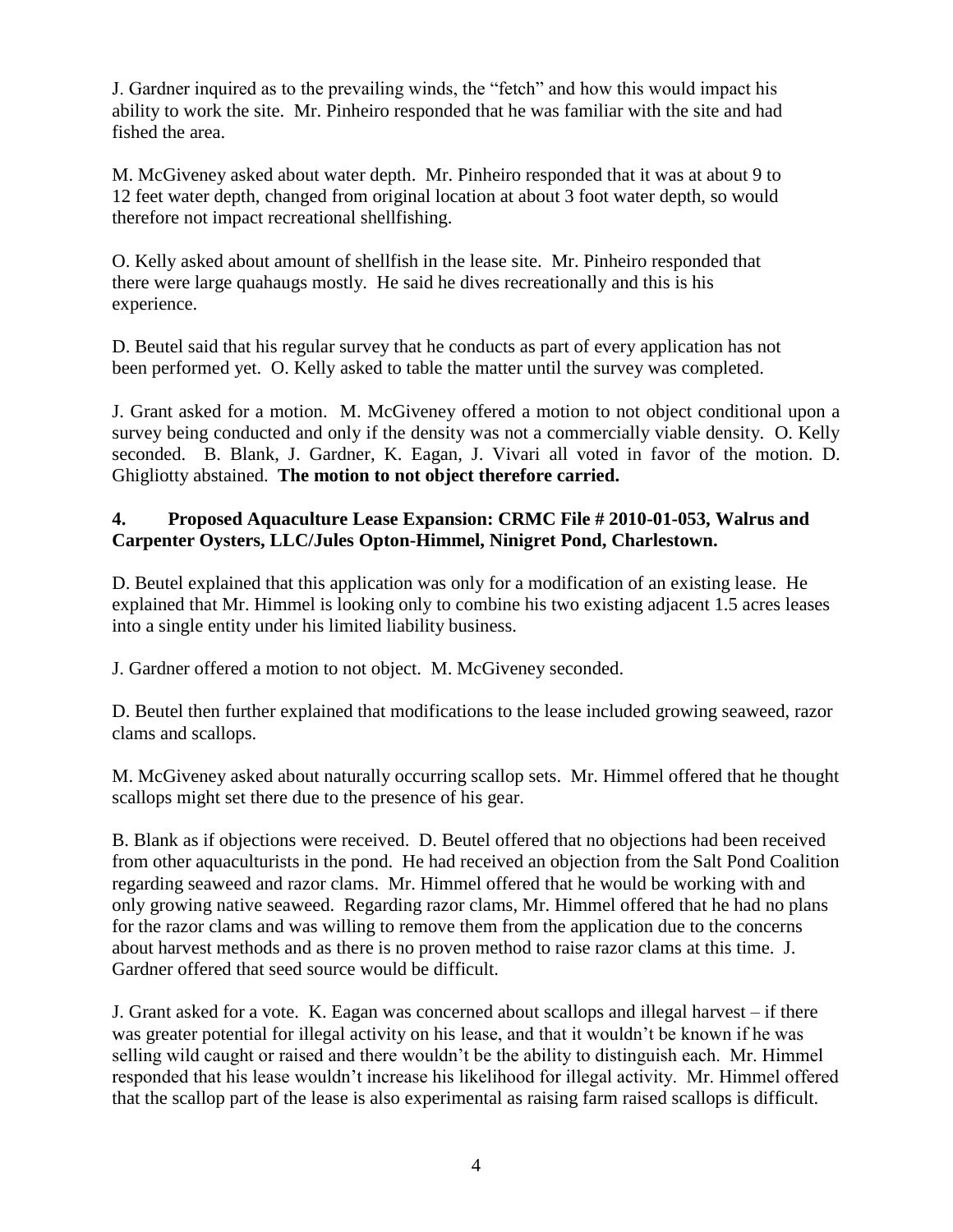J. Gardner inquired as to the prevailing winds, the "fetch" and how this would impact his ability to work the site. Mr. Pinheiro responded that he was familiar with the site and had fished the area.

M. McGiveney asked about water depth. Mr. Pinheiro responded that it was at about 9 to 12 feet water depth, changed from original location at about 3 foot water depth, so would therefore not impact recreational shellfishing.

O. Kelly asked about amount of shellfish in the lease site. Mr. Pinheiro responded that there were large quahaugs mostly. He said he dives recreationally and this is his experience.

D. Beutel said that his regular survey that he conducts as part of every application has not been performed yet. O. Kelly asked to table the matter until the survey was completed.

J. Grant asked for a motion. M. McGiveney offered a motion to not object conditional upon a survey being conducted and only if the density was not a commercially viable density. O. Kelly seconded. B. Blank, J. Gardner, K. Eagan, J. Vivari all voted in favor of the motion. D. Ghigliotty abstained. **The motion to not object therefore carried.**

**4. Proposed Aquaculture Lease Expansion: CRMC File # 2010-01-053, Walrus and Carpenter Oysters, LLC/Jules Opton-Himmel, Ninigret Pond, Charlestown.**

D. Beutel explained that this application was only for a modification of an existing lease. He explained that Mr. Himmel is looking only to combine his two existing adjacent 1.5 acres leases into a single entity under his limited liability business.

J. Gardner offered a motion to not object. M. McGiveney seconded.

D. Beutel then further explained that modifications to the lease included growing seaweed, razor clams and scallops.

M. McGiveney asked about naturally occurring scallop sets. Mr. Himmel offered that he thought scallops might set there due to the presence of his gear.

B. Blank as if objections were received. D. Beutel offered that no objections had been received from other aquaculturists in the pond. He had received an objection from the Salt Pond Coalition regarding seaweed and razor clams. Mr. Himmel offered that he would be working with and only growing native seaweed. Regarding razor clams, Mr. Himmel offered that he had no plans for the razor clams and was willing to remove them from the application due to the concerns about harvest methods and as there is no proven method to raise razor clams at this time. J. Gardner offered that seed source would be difficult.

J. Grant asked for a vote. K. Eagan was concerned about scallops and illegal harvest – if there was greater potential for illegal activity on his lease, and that it wouldn't be known if he was selling wild caught or raised and there wouldn't be the ability to distinguish each. Mr. Himmel responded that his lease wouldn't increase his likelihood for illegal activity. Mr. Himmel offered that the scallop part of the lease is also experimental as raising farm raised scallops is difficult.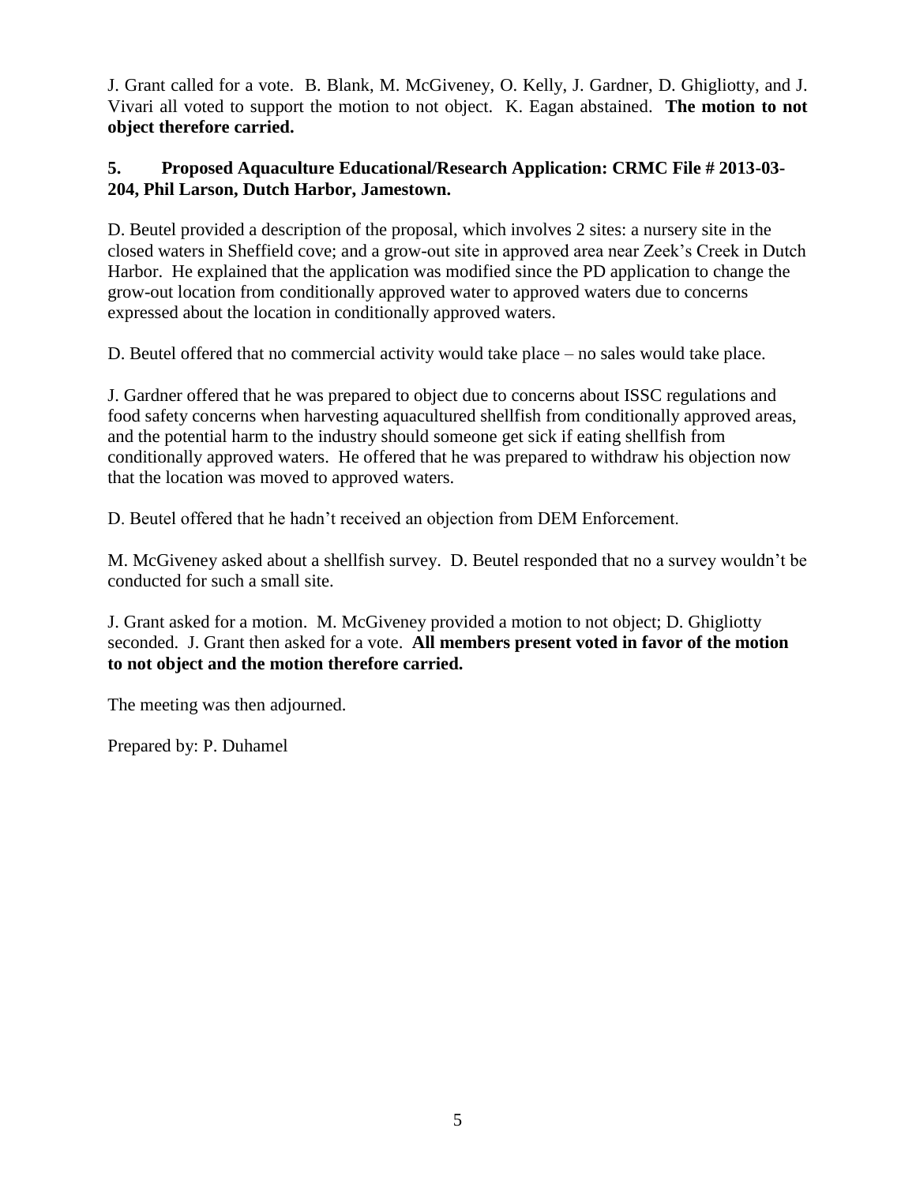J. Grant called for a vote. B. Blank, M. McGiveney, O. Kelly, J. Gardner, D. Ghigliotty, and J. Vivari all voted to support the motion to not object. K. Eagan abstained. **The motion to not object therefore carried.**

**5. Proposed Aquaculture Educational/Research Application: CRMC File # 2013-03-204, Phil Larson, Dutch Harbor, Jamestown.**

D. Beutel provided a description of the proposal, which involves 2 sites: a nursery site in the closed waters in Sheffield cove; and a grow-out site in approved area near Zeek's Creek in Dutch Harbor. He explained that the application was modified since the PD application to change the grow-out location from conditionally approved water to approved waters due to concerns expressed about the location in conditionally approved waters.

D. Beutel offered that no commercial activity would take place – no sales would take place.

J. Gardner offered that he was prepared to object due to concerns about ISSC regulations and food safety concerns when harvesting aquacultured shellfish from conditionally approved areas, and the potential harm to the industry should someone get sick if eating shellfish from conditionally approved waters. He offered that he was prepared to withdraw his objection now that the location was moved to approved waters.

D. Beutel offered that he hadn't received an objection from DEM Enforcement.

M. McGiveney asked about a shellfish survey. D. Beutel responded that no a survey wouldn't be conducted for such a small site.

J. Grant asked for a motion. M. McGiveney provided a motion to not object; D. Ghigliotty seconded. J. Grant then asked for a vote. **All members present voted in favor of the motion to not object and the motion therefore carried.**

The meeting was then adjourned.

Prepared by: P. Duhamel